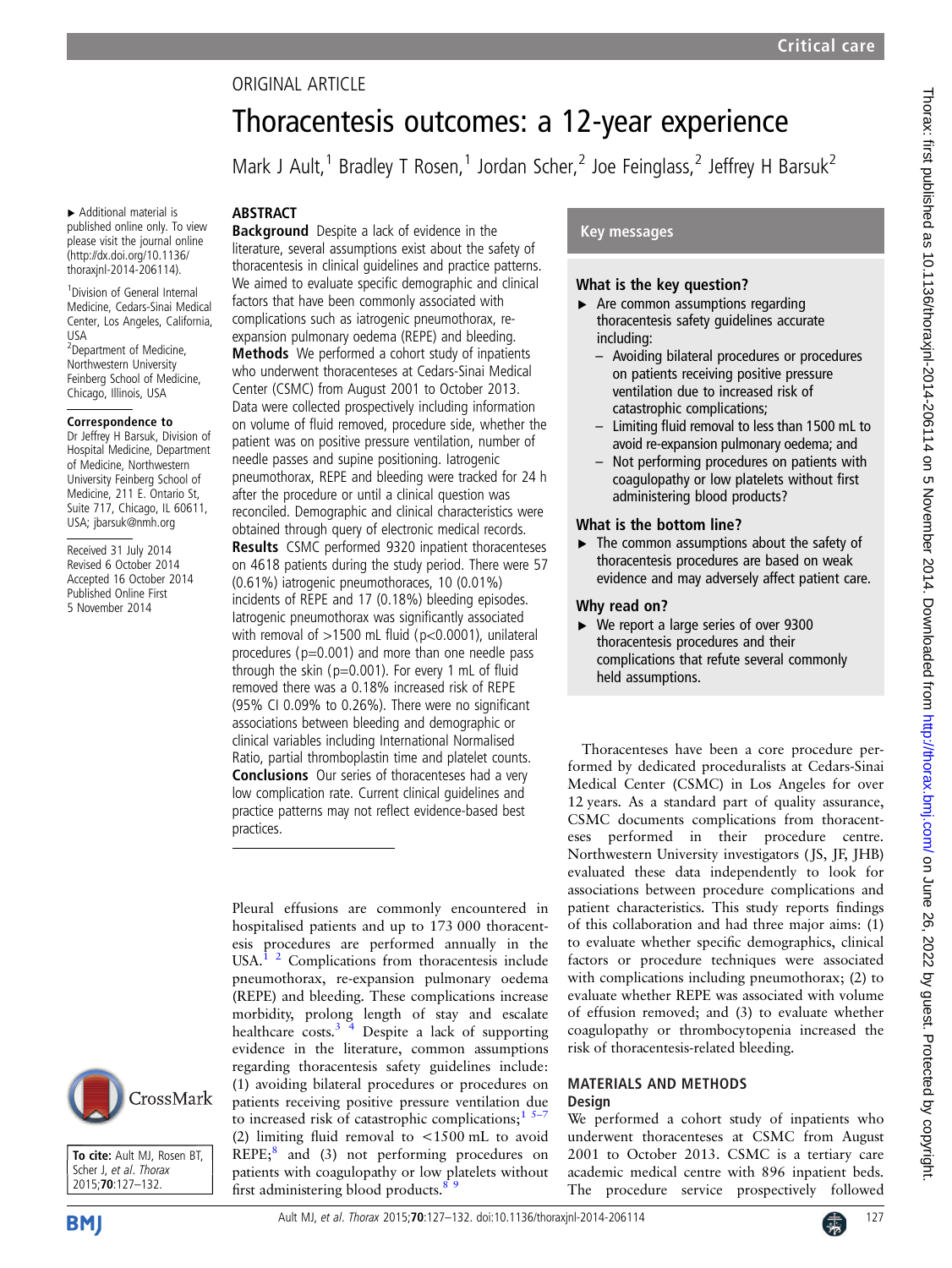ORIGINAL ARTICLE

# Thoracentesis outcomes: a 12-year experience

Mark J Ault,[1] Bradley T Rosen,[1] Jordan Scher,[2] Joe Feinglass,[2] Jeffrey H Barsuk[2]

▸ Additional material is published online only. To view please visit the journal online (http://dx.doi.org/10.1136/thoraxjnl-2014-206114).

[1]Division of General Internal Medicine, Cedars-Sinai Medical Center, Los Angeles, California, USA

[2]Department of Medicine, Northwestern University Feinberg School of Medicine, Chicago, Illinois, USA

**Correspondence to**

Dr Jeffrey H Barsuk, Division of Hospital Medicine, Department of Medicine, Northwestern University Feinberg School of Medicine, 211 E. Ontario St, Suite 717, Chicago, IL 60611, USA; jbarsuk@nmh.org

Received 31 July 2014
Revised 6 October 2014
Accepted 16 October 2014
Published Online First 5 November 2014

**To cite:** Ault MJ, Rosen BT, Scher J, *et al*. *Thorax* 2015;**70**:127–132.

## ABSTRACT

**Background** Despite a lack of evidence in the literature, several assumptions exist about the safety of thoracentesis in clinical guidelines and practice patterns. We aimed to evaluate specific demographic and clinical factors that have been commonly associated with complications such as iatrogenic pneumothorax, re-expansion pulmonary oedema (REPE) and bleeding.

**Methods** We performed a cohort study of inpatients who underwent thoracenteses at Cedars-Sinai Medical Center (CSMC) from August 2001 to October 2013. Data were collected prospectively including information on volume of fluid removed, procedure side, whether the patient was on positive pressure ventilation, number of needle passes and supine positioning. Iatrogenic pneumothorax, REPE and bleeding were tracked for 24 h after the procedure or until a clinical question was reconciled. Demographic and clinical characteristics were obtained through query of electronic medical records.

**Results** CSMC performed 9320 inpatient thoracenteses on 4618 patients during the study period. There were 57 (0.61%) iatrogenic pneumothoraces, 10 (0.01%) incidents of REPE and 17 (0.18%) bleeding episodes. Iatrogenic pneumothorax was significantly associated with removal of >1500 mL fluid (p<0.0001), unilateral procedures (p=0.001) and more than one needle pass through the skin (p=0.001). For every 1 mL of fluid removed there was a 0.18% increased risk of REPE (95% CI 0.09% to 0.26%). There were no significant associations between bleeding and demographic or clinical variables including International Normalised Ratio, partial thromboplastin time and platelet counts.

**Conclusions** Our series of thoracenteses had a very low complication rate. Current clinical guidelines and practice patterns may not reflect evidence-based best practices.

## Key messages

### What is the key question?

- ▸ Are common assumptions regarding thoracentesis safety guidelines accurate including:
  - Avoiding bilateral procedures or procedures on patients receiving positive pressure ventilation due to increased risk of catastrophic complications;
  - Limiting fluid removal to less than 1500 mL to avoid re-expansion pulmonary oedema; and
  - Not performing procedures on patients with coagulopathy or low platelets without first administering blood products?

### What is the bottom line?

- ▸ The common assumptions about the safety of thoracentesis procedures are based on weak evidence and may adversely affect patient care.

### Why read on?

- ▸ We report a large series of over 9300 thoracentesis procedures and their complications that refute several commonly held assumptions.

Pleural effusions are commonly encountered in hospitalised patients and up to 173 000 thoracentesis procedures are performed annually in the USA.[1 2] Complications from thoracentesis include pneumothorax, re-expansion pulmonary oedema (REPE) and bleeding. These complications increase morbidity, prolong length of stay and escalate healthcare costs.[3 4] Despite a lack of supporting evidence in the literature, common assumptions regarding thoracentesis safety guidelines include: (1) avoiding bilateral procedures or procedures on patients receiving positive pressure ventilation due to increased risk of catastrophic complications;[1 5–7] (2) limiting fluid removal to <1500 mL to avoid REPE;[8] and (3) not performing procedures on patients with coagulopathy or low platelets without first administering blood products.[8 9]

Thoracenteses have been a core procedure performed by dedicated proceduralists at Cedars-Sinai Medical Center (CSMC) in Los Angeles for over 12 years. As a standard part of quality assurance, CSMC documents complications from thoracenteses performed in their procedure centre. Northwestern University investigators (JS, JF, JHB) evaluated these data independently to look for associations between procedure complications and patient characteristics. This study reports findings of this collaboration and had three major aims: (1) to evaluate whether specific demographics, clinical factors or procedure techniques were associated with complications including pneumothorax; (2) to evaluate whether REPE was associated with volume of effusion removed; and (3) to evaluate whether coagulopathy or thrombocytopenia increased the risk of thoracentesis-related bleeding.

## MATERIALS AND METHODS

### Design

We performed a cohort study of inpatients who underwent thoracenteses at CSMC from August 2001 to October 2013. CSMC is a tertiary care academic medical centre with 896 inpatient beds. The procedure service prospectively followed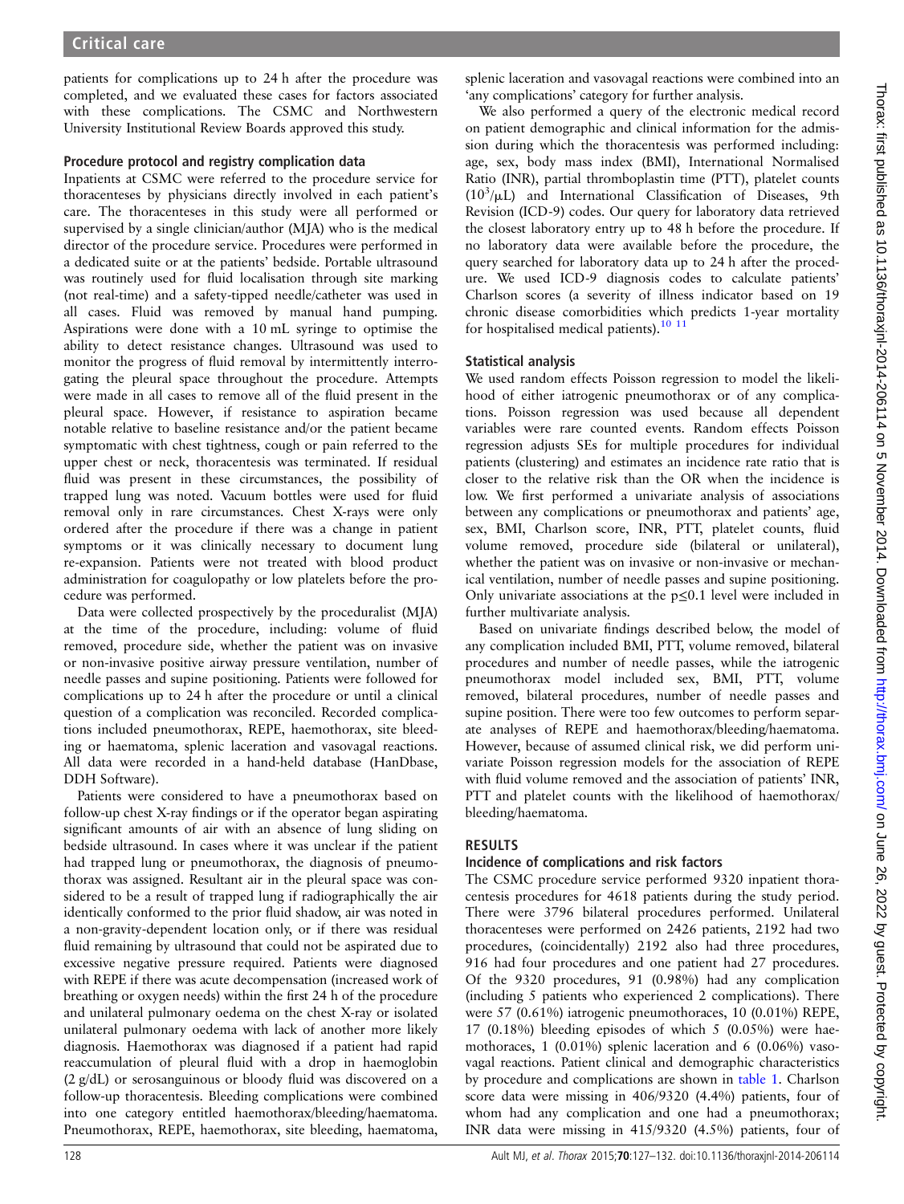patients for complications up to 24 h after the procedure was completed, and we evaluated these cases for factors associated with these complications. The CSMC and Northwestern University Institutional Review Boards approved this study.

### Procedure protocol and registry complication data

Inpatients at CSMC were referred to the procedure service for thoracenteses by physicians directly involved in each patient's care. The thoracenteses in this study were all performed or supervised by a single clinician/author (MJA) who is the medical director of the procedure service. Procedures were performed in a dedicated suite or at the patients' bedside. Portable ultrasound was routinely used for fluid localisation through site marking (not real-time) and a safety-tipped needle/catheter was used in all cases. Fluid was removed by manual hand pumping. Aspirations were done with a 10 mL syringe to optimise the ability to detect resistance changes. Ultrasound was used to monitor the progress of fluid removal by intermittently interrogating the pleural space throughout the procedure. Attempts were made in all cases to remove all of the fluid present in the pleural space. However, if resistance to aspiration became notable relative to baseline resistance and/or the patient became symptomatic with chest tightness, cough or pain referred to the upper chest or neck, thoracentesis was terminated. If residual fluid was present in these circumstances, the possibility of trapped lung was noted. Vacuum bottles were used for fluid removal only in rare circumstances. Chest X-rays were only ordered after the procedure if there was a change in patient symptoms or it was clinically necessary to document lung re-expansion. Patients were not treated with blood product administration for coagulopathy or low platelets before the procedure was performed.

Data were collected prospectively by the proceduralist (MJA) at the time of the procedure, including: volume of fluid removed, procedure side, whether the patient was on invasive or non-invasive positive airway pressure ventilation, number of needle passes and supine positioning. Patients were followed for complications up to 24 h after the procedure or until a clinical question of a complication was reconciled. Recorded complications included pneumothorax, REPE, haemothorax, site bleeding or haematoma, splenic laceration and vasovagal reactions. All data were recorded in a hand-held database (HanDbase, DDH Software).

Patients were considered to have a pneumothorax based on follow-up chest X-ray findings or if the operator began aspirating significant amounts of air with an absence of lung sliding on bedside ultrasound. In cases where it was unclear if the patient had trapped lung or pneumothorax, the diagnosis of pneumothorax was assigned. Resultant air in the pleural space was considered to be a result of trapped lung if radiographically the air identically conformed to the prior fluid shadow, air was noted in a non-gravity-dependent location only, or if there was residual fluid remaining by ultrasound that could not be aspirated due to excessive negative pressure required. Patients were diagnosed with REPE if there was acute decompensation (increased work of breathing or oxygen needs) within the first 24 h of the procedure and unilateral pulmonary oedema on the chest X-ray or isolated unilateral pulmonary oedema with lack of another more likely diagnosis. Haemothorax was diagnosed if a patient had rapid reaccumulation of pleural fluid with a drop in haemoglobin (2 g/dL) or serosanguinous or bloody fluid was discovered on a follow-up thoracentesis. Bleeding complications were combined into one category entitled haemothorax/bleeding/haematoma. Pneumothorax, REPE, haemothorax, site bleeding, haematoma, splenic laceration and vasovagal reactions were combined into an 'any complications' category for further analysis.

We also performed a query of the electronic medical record on patient demographic and clinical information for the admission during which the thoracentesis was performed including: age, sex, body mass index (BMI), International Normalised Ratio (INR), partial thromboplastin time (PTT), platelet counts ($10^3/\mu L$) and International Classification of Diseases, 9th Revision (ICD-9) codes. Our query for laboratory data retrieved the closest laboratory entry up to 48 h before the procedure. If no laboratory data were available before the procedure, the query searched for laboratory data up to 24 h after the procedure. We used ICD-9 diagnosis codes to calculate patients' Charlson scores (a severity of illness indicator based on 19 chronic disease comorbidities which predicts 1-year mortality for hospitalised medical patients).[10 11]

### Statistical analysis

We used random effects Poisson regression to model the likelihood of either iatrogenic pneumothorax or of any complications. Poisson regression was used because all dependent variables were rare counted events. Random effects Poisson regression adjusts SEs for multiple procedures for individual patients (clustering) and estimates an incidence rate ratio that is closer to the relative risk than the OR when the incidence is low. We first performed a univariate analysis of associations between any complications or pneumothorax and patients' age, sex, BMI, Charlson score, INR, PTT, platelet counts, fluid volume removed, procedure side (bilateral or unilateral), whether the patient was on invasive or non-invasive or mechanical ventilation, number of needle passes and supine positioning. Only univariate associations at the $p\leq0.1$ level were included in further multivariate analysis.

Based on univariate findings described below, the model of any complication included BMI, PTT, volume removed, bilateral procedures and number of needle passes, while the iatrogenic pneumothorax model included sex, BMI, PTT, volume removed, bilateral procedures, number of needle passes and supine position. There were too few outcomes to perform separate analyses of REPE and haemothorax/bleeding/haematoma. However, because of assumed clinical risk, we did perform univariate Poisson regression models for the association of REPE with fluid volume removed and the association of patients' INR, PTT and platelet counts with the likelihood of haemothorax/bleeding/haematoma.

## RESULTS

### Incidence of complications and risk factors

The CSMC procedure service performed 9320 inpatient thoracentesis procedures for 4618 patients during the study period. There were 3796 bilateral procedures performed. Unilateral thoracenteses were performed on 2426 patients, 2192 had two procedures, (coincidentally) 2192 also had three procedures, 916 had four procedures and one patient had 27 procedures. Of the 9320 procedures, 91 (0.98%) had any complication (including 5 patients who experienced 2 complications). There were 57 (0.61%) iatrogenic pneumothoraces, 10 (0.01%) REPE, 17 (0.18%) bleeding episodes of which 5 (0.05%) were haemothoraces, 1 (0.01%) splenic laceration and 6 (0.06%) vasovagal reactions. Patient clinical and demographic characteristics by procedure and complications are shown in table 1. Charlson score data were missing in 406/9320 (4.4%) patients, four of whom had any complication and one had a pneumothorax; INR data were missing in 415/9320 (4.5%) patients, four of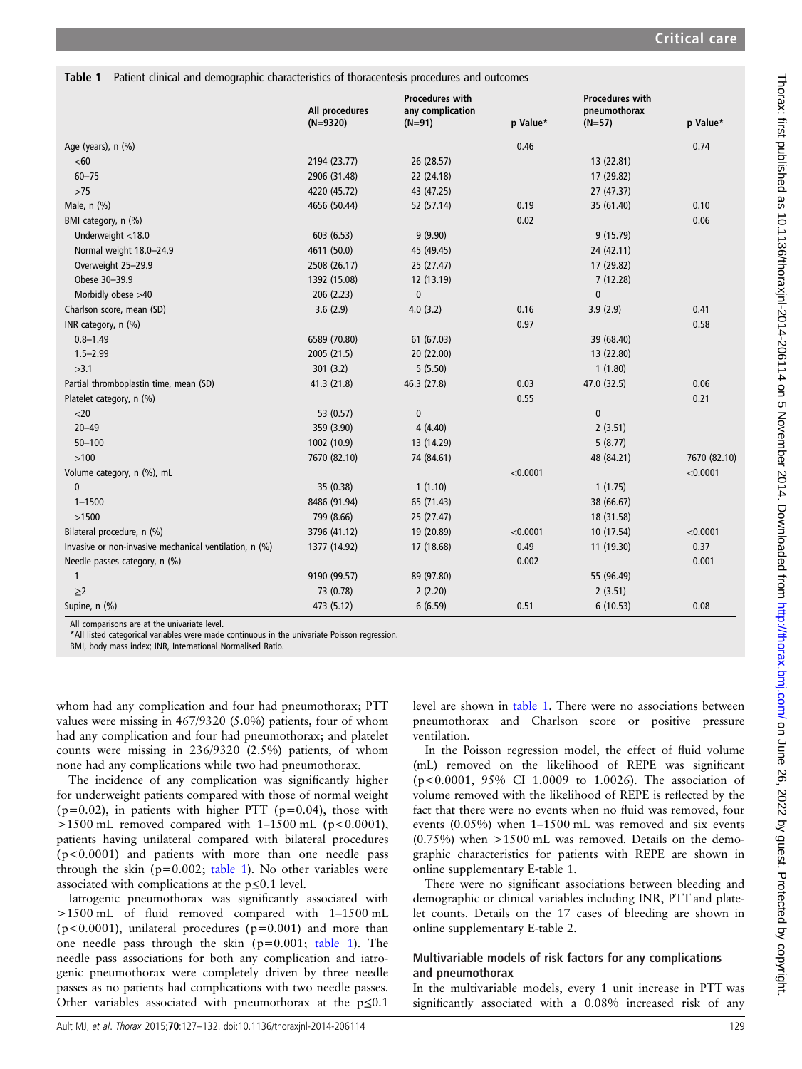**Table 1** Patient clinical and demographic characteristics of thoracentesis procedures and outcomes

| | All procedures (N=9320) | Procedures with any complication (N=91) | p Value* | Procedures with pneumothorax (N=57) | p Value* |
|---|---|---|---|---|---|
| Age (years), n (%) | | | 0.46 | | 0.74 |
| <60 | 2194 (23.77) | 26 (28.57) | | 13 (22.81) | |
| 60–75 | 2906 (31.48) | 22 (24.18) | | 17 (29.82) | |
| >75 | 4220 (45.72) | 43 (47.25) | | 27 (47.37) | |
| Male, n (%) | 4656 (50.44) | 52 (57.14) | 0.19 | 35 (61.40) | 0.10 |
| BMI category, n (%) | | | 0.02 | | 0.06 |
| Underweight <18.0 | 603 (6.53) | 9 (9.90) | | 9 (15.79) | |
| Normal weight 18.0–24.9 | 4611 (50.0) | 45 (49.45) | | 24 (42.11) | |
| Overweight 25–29.9 | 2508 (26.17) | 25 (27.47) | | 17 (29.82) | |
| Obese 30–39.9 | 1392 (15.08) | 12 (13.19) | | 7 (12.28) | |
| Morbidly obese >40 | 206 (2.23) | 0 | | 0 | |
| Charlson score, mean (SD) | 3.6 (2.9) | 4.0 (3.2) | 0.16 | 3.9 (2.9) | 0.41 |
| INR category, n (%) | | | 0.97 | | 0.58 |
| 0.8–1.49 | 6589 (70.80) | 61 (67.03) | | 39 (68.40) | |
| 1.5–2.99 | 2005 (21.5) | 20 (22.00) | | 13 (22.80) | |
| >3.1 | 301 (3.2) | 5 (5.50) | | 1 (1.80) | |
| Partial thromboplastin time, mean (SD) | 41.3 (21.8) | 46.3 (27.8) | 0.03 | 47.0 (32.5) | 0.06 |
| Platelet category, n (%) | | | 0.55 | | 0.21 |
| <20 | 53 (0.57) | 0 | | 0 | |
| 20–49 | 359 (3.90) | 4 (4.40) | | 2 (3.51) | |
| 50–100 | 1002 (10.9) | 13 (14.29) | | 5 (8.77) | |
| >100 | 7670 (82.10) | 74 (84.61) | | 48 (84.21) | 7670 (82.10) |
| Volume category, n (%), mL | | | <0.0001 | | <0.0001 |
| 0 | 35 (0.38) | 1 (1.10) | | 1 (1.75) | |
| 1–1500 | 8486 (91.94) | 65 (71.43) | | 38 (66.67) | |
| >1500 | 799 (8.66) | 25 (27.47) | | 18 (31.58) | |
| Bilateral procedure, n (%) | 3796 (41.12) | 19 (20.89) | <0.0001 | 10 (17.54) | <0.0001 |
| Invasive or non-invasive mechanical ventilation, n (%) | 1377 (14.92) | 17 (18.68) | 0.49 | 11 (19.30) | 0.37 |
| Needle passes category, n (%) | | | 0.002 | | 0.001 |
| 1 | 9190 (99.57) | 89 (97.80) | | 55 (96.49) | |
| ≥2 | 73 (0.78) | 2 (2.20) | | 2 (3.51) | |
| Supine, n (%) | 473 (5.12) | 6 (6.59) | 0.51 | 6 (10.53) | 0.08 |

All comparisons are at the univariate level.
*All listed categorical variables were made continuous in the univariate Poisson regression.
BMI, body mass index; INR, International Normalised Ratio.

whom had any complication and four had pneumothorax; PTT values were missing in 467/9320 (5.0%) patients, four of whom had any complication and four had pneumothorax; and platelet counts were missing in 236/9320 (2.5%) patients, of whom none had any complications while two had pneumothorax.

The incidence of any complication was significantly higher for underweight patients compared with those of normal weight ($p=0.02$), in patients with higher PTT ($p=0.04$), those with >1500 mL removed compared with 1–1500 mL ($p<0.0001$), patients having unilateral compared with bilateral procedures ($p<0.0001$) and patients with more than one needle pass through the skin ($p=0.002$; table 1). No other variables were associated with complications at the $p\leq0.1$ level.

Iatrogenic pneumothorax was significantly associated with >1500 mL of fluid removed compared with 1–1500 mL ($p<0.0001$), unilateral procedures ($p=0.001$) and more than one needle pass through the skin ($p=0.001$; table 1). The needle pass associations for both any complication and iatrogenic pneumothorax were completely driven by three needle passes as no patients had complications with two needle passes. Other variables associated with pneumothorax at the $p\leq0.1$ level are shown in table 1. There were no associations between pneumothorax and Charlson score or positive pressure ventilation.

In the Poisson regression model, the effect of fluid volume (mL) removed on the likelihood of REPE was significant ($p<0.0001$, 95% CI 1.0009 to 1.0026). The association of volume removed with the likelihood of REPE is reflected by the fact that there were no events when no fluid was removed, four events (0.05%) when 1–1500 mL was removed and six events (0.75%) when >1500 mL was removed. Details on the demographic characteristics for patients with REPE are shown in online supplementary E-table 1.

There were no significant associations between bleeding and demographic or clinical variables including INR, PTT and platelet counts. Details on the 17 cases of bleeding are shown in online supplementary E-table 2.

### Multivariable models of risk factors for any complications and pneumothorax

In the multivariable models, every 1 unit increase in PTT was significantly associated with a 0.08% increased risk of any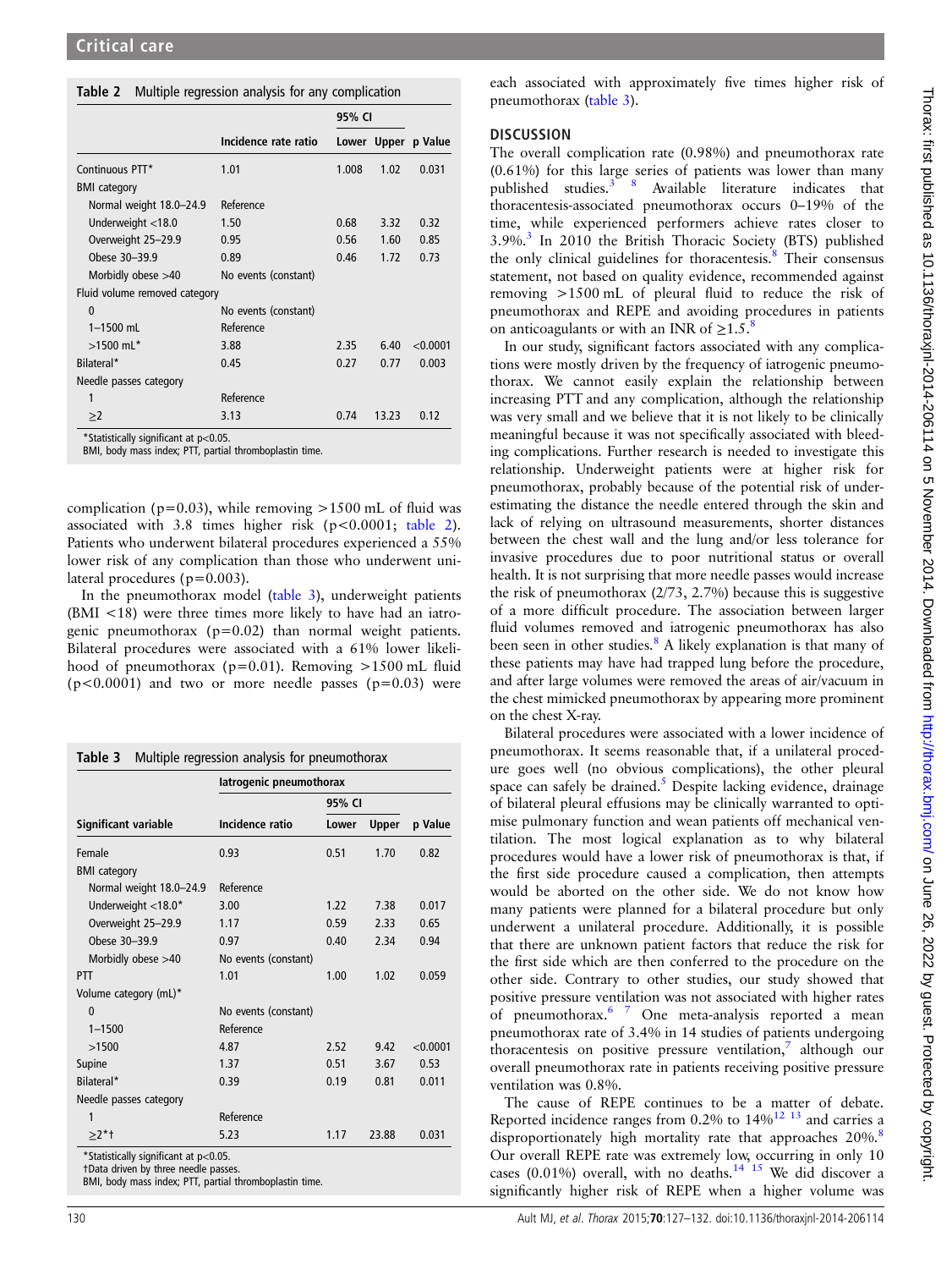**Table 2** Multiple regression analysis for any complication

| | Incidence rate ratio | 95% CI Lower | 95% CI Upper | p Value |
|---|---|---|---|---|
| Continuous PTT* | 1.01 | 1.008 | 1.02 | 0.031 |
| BMI category | | | | |
| Normal weight 18.0–24.9 | Reference | | | |
| Underweight <18.0 | 1.50 | 0.68 | 3.32 | 0.32 |
| Overweight 25–29.9 | 0.95 | 0.56 | 1.60 | 0.85 |
| Obese 30–39.9 | 0.89 | 0.46 | 1.72 | 0.73 |
| Morbidly obese >40 | No events (constant) | | | |
| Fluid volume removed category | | | | |
| 0 | No events (constant) | | | |
| 1–1500 mL | Reference | | | |
| >1500 mL* | 3.88 | 2.35 | 6.40 | <0.0001 |
| Bilateral* | 0.45 | 0.27 | 0.77 | 0.003 |
| Needle passes category | | | | |
| 1 | Reference | | | |
| ≥2 | 3.13 | 0.74 | 13.23 | 0.12 |

*Statistically significant at p<0.05.
BMI, body mass index; PTT, partial thromboplastin time.

complication (p=0.03), while removing >1500 mL of fluid was associated with 3.8 times higher risk (p<0.0001; table 2). Patients who underwent bilateral procedures experienced a 55% lower risk of any complication than those who underwent unilateral procedures (p=0.003).

In the pneumothorax model (table 3), underweight patients (BMI <18) were three times more likely to have had an iatrogenic pneumothorax (p=0.02) than normal weight patients. Bilateral procedures were associated with a 61% lower likelihood of pneumothorax (p=0.01). Removing >1500 mL fluid (p<0.0001) and two or more needle passes (p=0.03) were each associated with approximately five times higher risk of pneumothorax (table 3).

**Table 3** Multiple regression analysis for pneumothorax

| Significant variable | Iatrogenic pneumothorax Incidence ratio | 95% CI Lower | 95% CI Upper | p Value |
|---|---|---|---|---|
| Female | 0.93 | 0.51 | 1.70 | 0.82 |
| BMI category | | | | |
| Normal weight 18.0–24.9 | Reference | | | |
| Underweight <18.0* | 3.00 | 1.22 | 7.38 | 0.017 |
| Overweight 25–29.9 | 1.17 | 0.59 | 2.33 | 0.65 |
| Obese 30–39.9 | 0.97 | 0.40 | 2.34 | 0.94 |
| Morbidly obese >40 | No events (constant) | | | |
| PTT | 1.01 | 1.00 | 1.02 | 0.059 |
| Volume category (mL)* | | | | |
| 0 | No events (constant) | | | |
| 1–1500 | Reference | | | |
| >1500 | 4.87 | 2.52 | 9.42 | <0.0001 |
| Supine | 1.37 | 0.51 | 3.67 | 0.53 |
| Bilateral* | 0.39 | 0.19 | 0.81 | 0.011 |
| Needle passes category | | | | |
| 1 | Reference | | | |
| ≥2*† | 5.23 | 1.17 | 23.88 | 0.031 |

*Statistically significant at p<0.05.
†Data driven by three needle passes.
BMI, body mass index; PTT, partial thromboplastin time.

## DISCUSSION

The overall complication rate (0.98%) and pneumothorax rate (0.61%) for this large series of patients was lower than many published studies.[3 8] Available literature indicates that thoracentesis-associated pneumothorax occurs 0–19% of the time, while experienced performers achieve rates closer to 3.9%.[3] In 2010 the British Thoracic Society (BTS) published the only clinical guidelines for thoracentesis.[8] Their consensus statement, not based on quality evidence, recommended against removing >1500 mL of pleural fluid to reduce the risk of pneumothorax and REPE and avoiding procedures in patients on anticoagulants or with an INR of ≥1.5.[8]

In our study, significant factors associated with any complications were mostly driven by the frequency of iatrogenic pneumothorax. We cannot easily explain the relationship between increasing PTT and any complication, although the relationship was very small and we believe that it is not likely to be clinically meaningful because it was not specifically associated with bleeding complications. Further research is needed to investigate this relationship. Underweight patients were at higher risk for pneumothorax, probably because of the potential risk of underestimating the distance the needle entered through the skin and lack of relying on ultrasound measurements, shorter distances between the chest wall and the lung and/or less tolerance for invasive procedures due to poor nutritional status or overall health. It is not surprising that more needle passes would increase the risk of pneumothorax (2/73, 2.7%) because this is suggestive of a more difficult procedure. The association between larger fluid volumes removed and iatrogenic pneumothorax has also been seen in other studies.[8] A likely explanation is that many of these patients may have had trapped lung before the procedure, and after large volumes were removed the areas of air/vacuum in the chest mimicked pneumothorax by appearing more prominent on the chest X-ray.

Bilateral procedures were associated with a lower incidence of pneumothorax. It seems reasonable that, if a unilateral procedure goes well (no obvious complications), the other pleural space can safely be drained.[5] Despite lacking evidence, drainage of bilateral pleural effusions may be clinically warranted to optimise pulmonary function and wean patients off mechanical ventilation. The most logical explanation as to why bilateral procedures would have a lower risk of pneumothorax is that, if the first side procedure caused a complication, then attempts would be aborted on the other side. We do not know how many patients were planned for a bilateral procedure but only underwent a unilateral procedure. Additionally, it is possible that there are unknown patient factors that reduce the risk for the first side which are then conferred to the procedure on the other side. Contrary to other studies, our study showed that positive pressure ventilation was not associated with higher rates of pneumothorax.[6 7] One meta-analysis reported a mean pneumothorax rate of 3.4% in 14 studies of patients undergoing thoracentesis on positive pressure ventilation,[7] although our overall pneumothorax rate in patients receiving positive pressure ventilation was 0.8%.

The cause of REPE continues to be a matter of debate. Reported incidence ranges from 0.2% to 14%[12 13] and carries a disproportionately high mortality rate that approaches 20%.[8] Our overall REPE rate was extremely low, occurring in only 10 cases (0.01%) overall, with no deaths.[14 15] We did discover a significantly higher risk of REPE when a higher volume was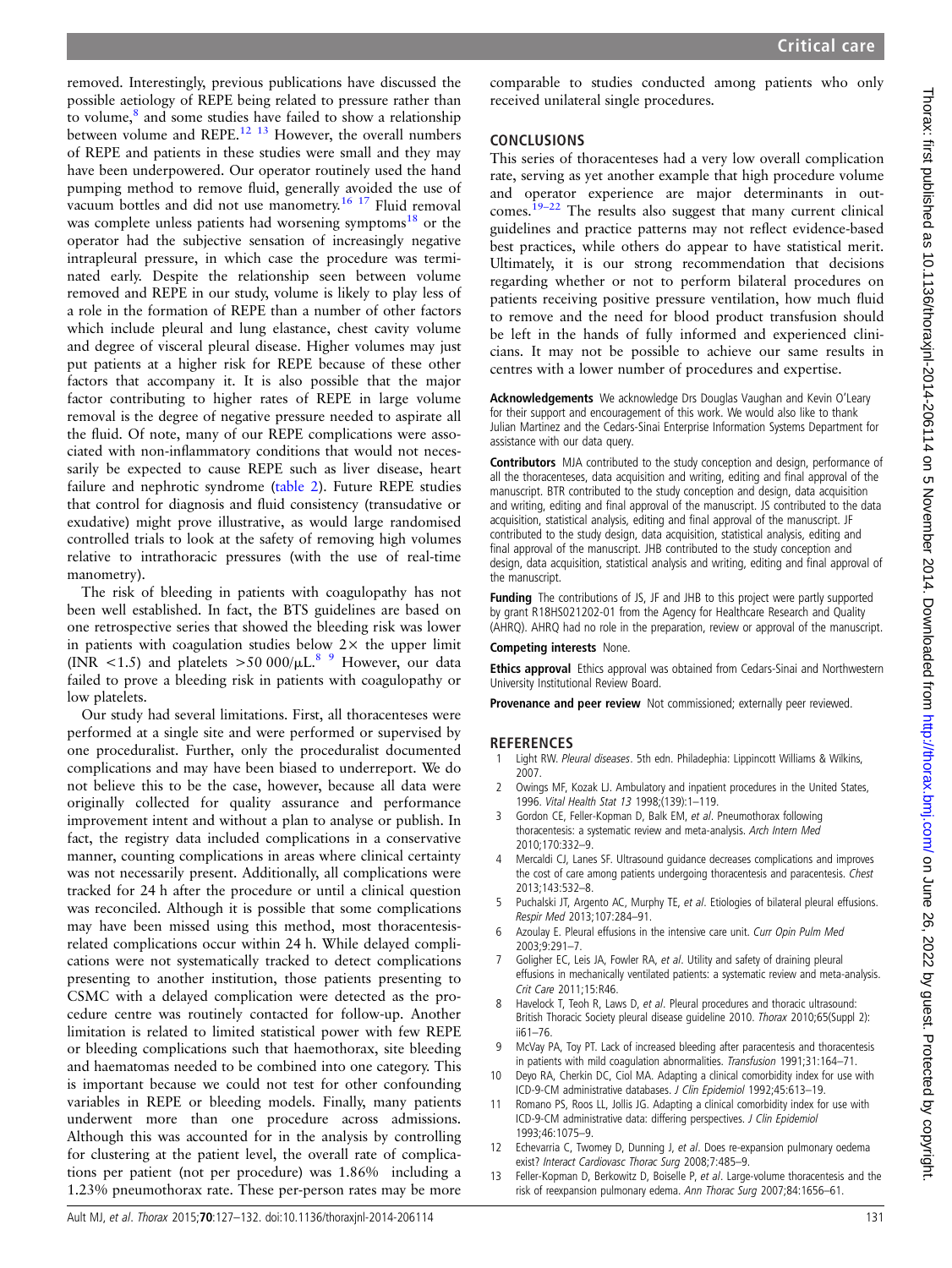removed. Interestingly, previous publications have discussed the possible aetiology of REPE being related to pressure rather than to volume,[8] and some studies have failed to show a relationship between volume and REPE.[12 13] However, the overall numbers of REPE and patients in these studies were small and they may have been underpowered. Our operator routinely used the hand pumping method to remove fluid, generally avoided the use of vacuum bottles and did not use manometry.[16 17] Fluid removal was complete unless patients had worsening symptoms[18] or the operator had the subjective sensation of increasingly negative intrapleural pressure, in which case the procedure was terminated early. Despite the relationship seen between volume removed and REPE in our study, volume is likely to play less of a role in the formation of REPE than a number of other factors which include pleural and lung elastance, chest cavity volume and degree of visceral pleural disease. Higher volumes may just put patients at a higher risk for REPE because of these other factors that accompany it. It is also possible that the major factor contributing to higher rates of REPE in large volume removal is the degree of negative pressure needed to aspirate all the fluid. Of note, many of our REPE complications were associated with non-inflammatory conditions that would not necessarily be expected to cause REPE such as liver disease, heart failure and nephrotic syndrome (table 2). Future REPE studies that control for diagnosis and fluid consistency (transudative or exudative) might prove illustrative, as would large randomised controlled trials to look at the safety of removing high volumes relative to intrathoracic pressures (with the use of real-time manometry).

The risk of bleeding in patients with coagulopathy has not been well established. In fact, the BTS guidelines are based on one retrospective series that showed the bleeding risk was lower in patients with coagulation studies below 2× the upper limit (INR <1.5) and platelets >50 000/μL.[8 9] However, our data failed to prove a bleeding risk in patients with coagulopathy or low platelets.

Our study had several limitations. First, all thoracenteses were performed at a single site and were performed or supervised by one proceduralist. Further, only the proceduralist documented complications and may have been biased to underreport. We do not believe this to be the case, however, because all data were originally collected for quality assurance and performance improvement intent and without a plan to analyse or publish. In fact, the registry data included complications in a conservative manner, counting complications in areas where clinical certainty was not necessarily present. Additionally, all complications were tracked for 24 h after the procedure or until a clinical question was reconciled. Although it is possible that some complications may have been missed using this method, most thoracentesis-related complications occur within 24 h. While delayed complications were not systematically tracked to detect complications presenting to another institution, those patients presenting to CSMC with a delayed complication were detected as the procedure centre was routinely contacted for follow-up. Another limitation is related to limited statistical power with few REPE or bleeding complications such that haemothorax, site bleeding and haematomas needed to be combined into one category. This is important because we could not test for other confounding variables in REPE or bleeding models. Finally, many patients underwent more than one procedure across admissions. Although this was accounted for in the analysis by controlling for clustering at the patient level, the overall rate of complications per patient (not per procedure) was 1.86% including a 1.23% pneumothorax rate. These per-person rates may be more comparable to studies conducted among patients who only received unilateral single procedures.

## CONCLUSIONS

This series of thoracenteses had a very low overall complication rate, serving as yet another example that high procedure volume and operator experience are major determinants in outcomes.[19–22] The results also suggest that many current clinical guidelines and practice patterns may not reflect evidence-based best practices, while others do appear to have statistical merit. Ultimately, it is our strong recommendation that decisions regarding whether or not to perform bilateral procedures on patients receiving positive pressure ventilation, how much fluid to remove and the need for blood product transfusion should be left in the hands of fully informed and experienced clinicians. It may not be possible to achieve our same results in centres with a lower number of procedures and expertise.

**Acknowledgements** We acknowledge Drs Douglas Vaughan and Kevin O'Leary for their support and encouragement of this work. We would also like to thank Julian Martinez and the Cedars-Sinai Enterprise Information Systems Department for assistance with our data query.

**Contributors** MJA contributed to the study conception and design, performance of all the thoracenteses, data acquisition and writing, editing and final approval of the manuscript. BTR contributed to the study conception and design, data acquisition and writing, editing and final approval of the manuscript. JS contributed to the data acquisition, statistical analysis, editing and final approval of the manuscript. JF contributed to the study design, data acquisition, statistical analysis, editing and final approval of the manuscript. JHB contributed to the study conception and design, data acquisition, statistical analysis and writing, editing and final approval of the manuscript.

**Funding** The contributions of JS, JF and JHB to this project were partly supported by grant R18HS021202-01 from the Agency for Healthcare Research and Quality (AHRQ). AHRQ had no role in the preparation, review or approval of the manuscript.

**Competing interests** None.

**Ethics approval** Ethics approval was obtained from Cedars-Sinai and Northwestern University Institutional Review Board.

**Provenance and peer review** Not commissioned; externally peer reviewed.

## REFERENCES

1. Light RW. *Pleural diseases*. 5th edn. Philadephia: Lippincott Williams & Wilkins, 2007.
2. Owings MF, Kozak LJ. Ambulatory and inpatient procedures in the United States, 1996. *Vital Health Stat 13* 1998;(139):1–119.
3. Gordon CE, Feller-Kopman D, Balk EM, *et al*. Pneumothorax following thoracentesis: a systematic review and meta-analysis. *Arch Intern Med* 2010;170:332–9.
4. Mercaldi CJ, Lanes SF. Ultrasound guidance decreases complications and improves the cost of care among patients undergoing thoracentesis and paracentesis. *Chest* 2013;143:532–8.
5. Puchalski JT, Argento AC, Murphy TE, *et al*. Etiologies of bilateral pleural effusions. *Respir Med* 2013;107:284–91.
6. Azoulay E. Pleural effusions in the intensive care unit. *Curr Opin Pulm Med* 2003;9:291–7.
7. Goligher EC, Leis JA, Fowler RA, *et al*. Utility and safety of draining pleural effusions in mechanically ventilated patients: a systematic review and meta-analysis. *Crit Care* 2011;15:R46.
8. Havelock T, Teoh R, Laws D, *et al*. Pleural procedures and thoracic ultrasound: British Thoracic Society pleural disease guideline 2010. *Thorax* 2010;65(Suppl 2):ii61–76.
9. McVay PA, Toy PT. Lack of increased bleeding after paracentesis and thoracentesis in patients with mild coagulation abnormalities. *Transfusion* 1991;31:164–71.
10. Deyo RA, Cherkin DC, Ciol MA. Adapting a clinical comorbidity index for use with ICD-9-CM administrative databases. *J Clin Epidemiol* 1992;45:613–19.
11. Romano PS, Roos LL, Jollis JG. Adapting a clinical comorbidity index for use with ICD-9-CM administrative data: differing perspectives. *J Clin Epidemiol* 1993;46:1075–9.
12. Echevarria C, Twomey D, Dunning J, *et al*. Does re-expansion pulmonary oedema exist? *Interact Cardiovasc Thorac Surg* 2008;7:485–9.
13. Feller-Kopman D, Berkowitz D, Boiselle P, *et al*. Large-volume thoracentesis and the risk of reexpansion pulmonary edema. *Ann Thorac Surg* 2007;84:1656–61.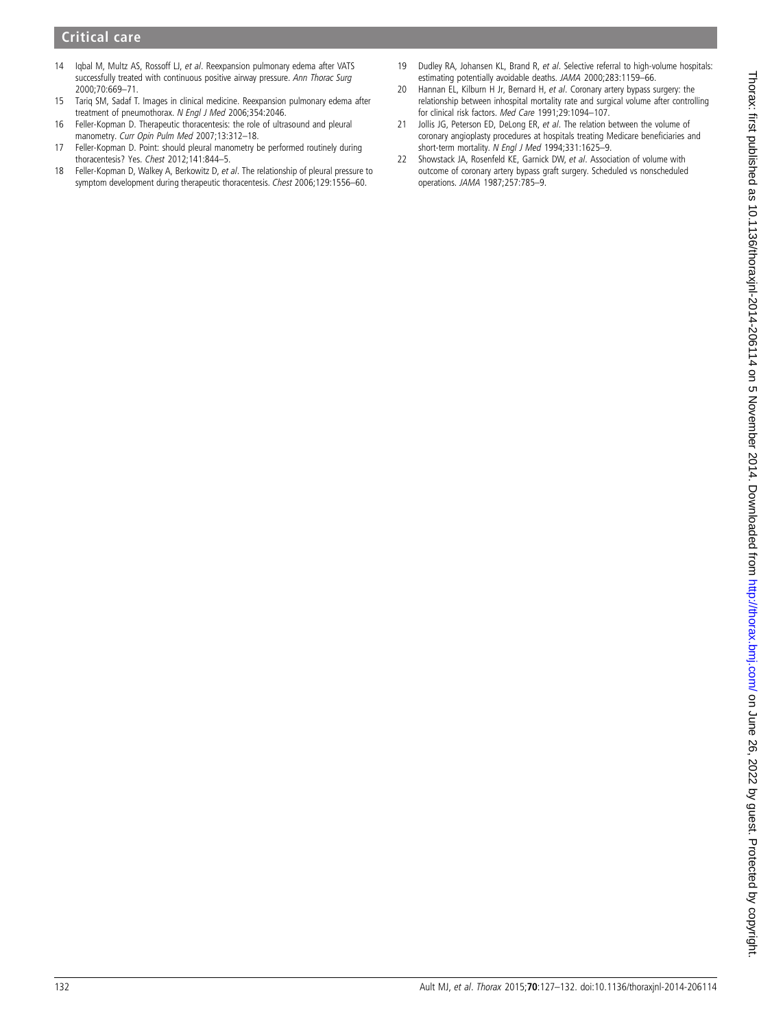14 Iqbal M, Multz AS, Rossoff LJ, *et al*. Reexpansion pulmonary edema after VATS successfully treated with continuous positive airway pressure. *Ann Thorac Surg* 2000;70:669–71.

15 Tariq SM, Sadaf T. Images in clinical medicine. Reexpansion pulmonary edema after treatment of pneumothorax. *N Engl J Med* 2006;354:2046.

16 Feller-Kopman D. Therapeutic thoracentesis: the role of ultrasound and pleural manometry. *Curr Opin Pulm Med* 2007;13:312–18.

17 Feller-Kopman D. Point: should pleural manometry be performed routinely during thoracentesis? Yes. *Chest* 2012;141:844–5.

18 Feller-Kopman D, Walkey A, Berkowitz D, *et al*. The relationship of pleural pressure to symptom development during therapeutic thoracentesis. *Chest* 2006;129:1556–60.

19 Dudley RA, Johansen KL, Brand R, *et al*. Selective referral to high-volume hospitals: estimating potentially avoidable deaths. *JAMA* 2000;283:1159–66.

20 Hannan EL, Kilburn H Jr, Bernard H, *et al*. Coronary artery bypass surgery: the relationship between inhospital mortality rate and surgical volume after controlling for clinical risk factors. *Med Care* 1991;29:1094–107.

21 Jollis JG, Peterson ED, DeLong ER, *et al*. The relation between the volume of coronary angioplasty procedures at hospitals treating Medicare beneficiaries and short-term mortality. *N Engl J Med* 1994;331:1625–9.

22 Showstack JA, Rosenfeld KE, Garnick DW, *et al*. Association of volume with outcome of coronary artery bypass graft surgery. Scheduled vs nonscheduled operations. *JAMA* 1987;257:785–9.